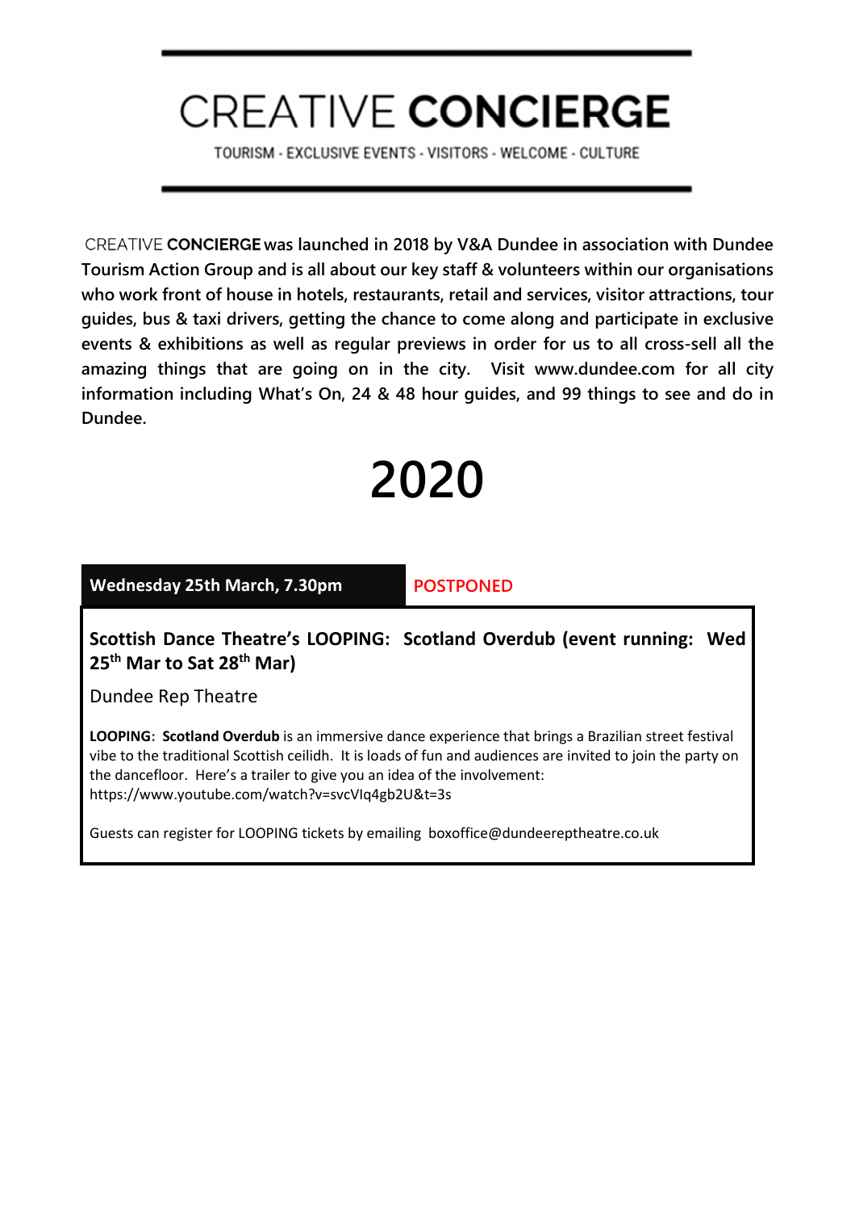# CREATIVE **CONCIERGE**

TOURISM - EXCLUSIVE EVENTS - VISITORS - WELCOME - CULTURE

CREATIVE **CONCIERGE** **was launched in 2018 by V&A Dundee in association with Dundee Tourism Action Group and is all about our key staff & volunteers within our organisations who work front of house in hotels, restaurants, retail and services, visitor attractions, tour guides, bus & taxi drivers, getting the chance to come along and participate in exclusive events & exhibitions as well as regular previews in order for us to all cross-sell all the amazing things that are going on in the city. Visit www.dundee.com for all city information including What's On, 24 & 48 hour guides, and 99 things to see and do in Dundee.**

# 2020

**Wednesday 25th March, 7.30pm** | POSTPONED

**Scottish Dance Theatre's LOOPING: Scotland Overdub (event running: Wed 25th Mar to Sat 28th Mar)**

Dundee Rep Theatre

**LOOPING: Scotland Overdub** is an immersive dance experience that brings a Brazilian street festival vibe to the traditional Scottish ceilidh. It is loads of fun and audiences are invited to join the party on the dancefloor. Here's a trailer to give you an idea of the involvement: https://www.youtube.com/watch?v=svcVIq4gb2U&t=3s

Guests can register for LOOPING tickets by emailing boxoffice@dundeereptheatre.co.uk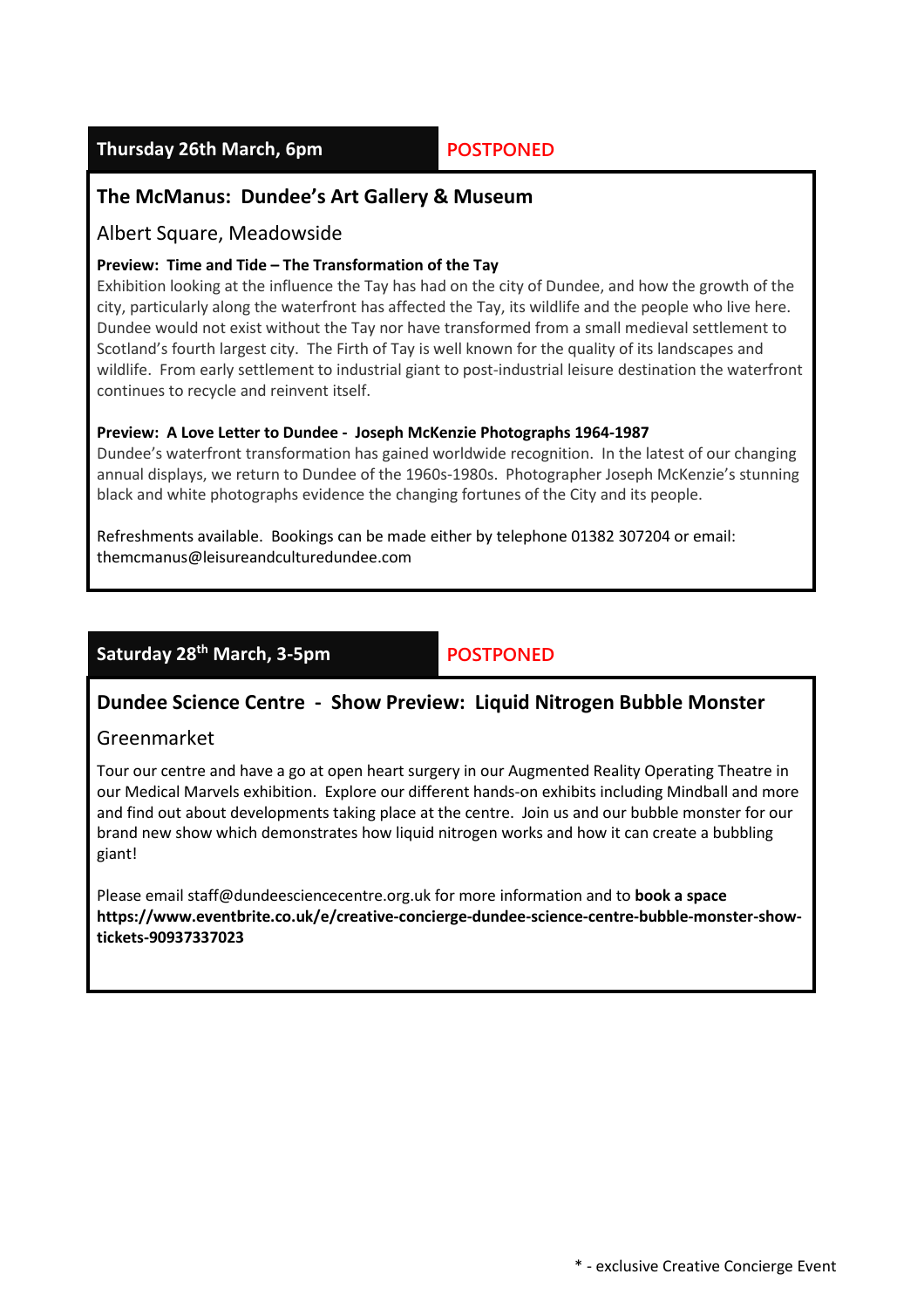**Thursday 26th March, 6pm** **POSTPONED**

## The McManus: Dundee's Art Gallery & Museum

Albert Square, Meadowside

**Preview: Time and Tide – The Transformation of the Tay**

Exhibition looking at the influence the Tay has had on the city of Dundee, and how the growth of the city, particularly along the waterfront has affected the Tay, its wildlife and the people who live here. Dundee would not exist without the Tay nor have transformed from a small medieval settlement to Scotland's fourth largest city. The Firth of Tay is well known for the quality of its landscapes and wildlife. From early settlement to industrial giant to post-industrial leisure destination the waterfront continues to recycle and reinvent itself.

**Preview: A Love Letter to Dundee - Joseph McKenzie Photographs 1964-1987**

Dundee's waterfront transformation has gained worldwide recognition. In the latest of our changing annual displays, we return to Dundee of the 1960s-1980s. Photographer Joseph McKenzie's stunning black and white photographs evidence the changing fortunes of the City and its people.

Refreshments available. Bookings can be made either by telephone 01382 307204 or email: themcmanus@leisureandculturedundee.com

**Saturday 28th March, 3-5pm** **POSTPONED**

## Dundee Science Centre - Show Preview: Liquid Nitrogen Bubble Monster

Greenmarket

Tour our centre and have a go at open heart surgery in our Augmented Reality Operating Theatre in our Medical Marvels exhibition. Explore our different hands-on exhibits including Mindball and more and find out about developments taking place at the centre. Join us and our bubble monster for our brand new show which demonstrates how liquid nitrogen works and how it can create a bubbling giant!

Please email staff@dundeesciencecentre.org.uk for more information and to **book a space** **https://www.eventbrite.co.uk/e/creative-concierge-dundee-science-centre-bubble-monster-show-tickets-90937337023**

* - exclusive Creative Concierge Event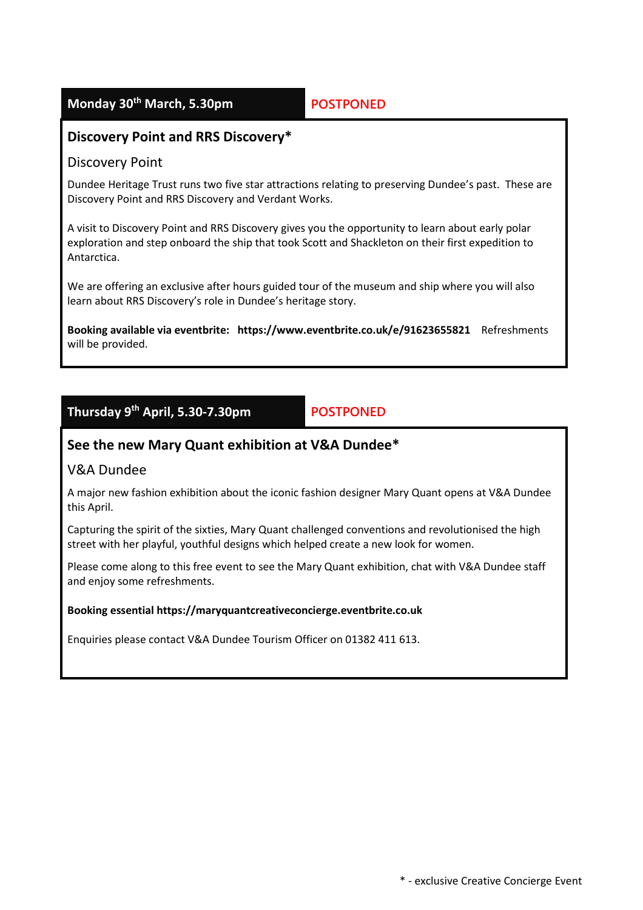**Monday 30th March, 5.30pm** POSTPONED

## Discovery Point and RRS Discovery*

Discovery Point

Dundee Heritage Trust runs two five star attractions relating to preserving Dundee's past. These are Discovery Point and RRS Discovery and Verdant Works.

A visit to Discovery Point and RRS Discovery gives you the opportunity to learn about early polar exploration and step onboard the ship that took Scott and Shackleton on their first expedition to Antarctica.

We are offering an exclusive after hours guided tour of the museum and ship where you will also learn about RRS Discovery's role in Dundee's heritage story.

**Booking available via eventbrite: https://www.eventbrite.co.uk/e/91623655821** Refreshments will be provided.

**Thursday 9th April, 5.30-7.30pm** POSTPONED

## See the new Mary Quant exhibition at V&A Dundee*

V&A Dundee

A major new fashion exhibition about the iconic fashion designer Mary Quant opens at V&A Dundee this April.

Capturing the spirit of the sixties, Mary Quant challenged conventions and revolutionised the high street with her playful, youthful designs which helped create a new look for women.

Please come along to this free event to see the Mary Quant exhibition, chat with V&A Dundee staff and enjoy some refreshments.

**Booking essential https://maryquantcreativeconcierge.eventbrite.co.uk**

Enquiries please contact V&A Dundee Tourism Officer on 01382 411 613.

* - exclusive Creative Concierge Event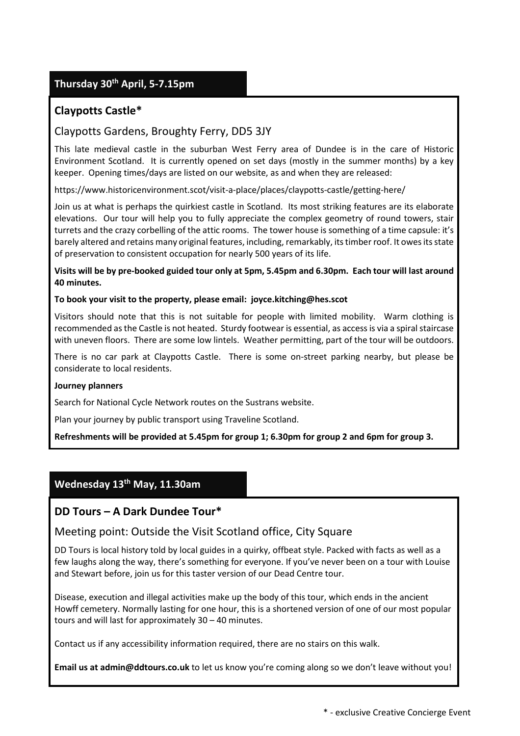## Thursday 30th April, 5-7.15pm

### Claypotts Castle*

Claypotts Gardens, Broughty Ferry, DD5 3JY

This late medieval castle in the suburban West Ferry area of Dundee is in the care of Historic Environment Scotland. It is currently opened on set days (mostly in the summer months) by a key keeper. Opening times/days are listed on our website, as and when they are released:

https://www.historicenvironment.scot/visit-a-place/places/claypotts-castle/getting-here/

Join us at what is perhaps the quirkiest castle in Scotland. Its most striking features are its elaborate elevations. Our tour will help you to fully appreciate the complex geometry of round towers, stair turrets and the crazy corbelling of the attic rooms. The tower house is something of a time capsule: it's barely altered and retains many original features, including, remarkably, its timber roof. It owes its state of preservation to consistent occupation for nearly 500 years of its life.

**Visits will be by pre-booked guided tour only at 5pm, 5.45pm and 6.30pm. Each tour will last around 40 minutes.**

**To book your visit to the property, please email: joyce.kitching@hes.scot**

Visitors should note that this is not suitable for people with limited mobility. Warm clothing is recommended as the Castle is not heated. Sturdy footwear is essential, as access is via a spiral staircase with uneven floors. There are some low lintels. Weather permitting, part of the tour will be outdoors.

There is no car park at Claypotts Castle. There is some on-street parking nearby, but please be considerate to local residents.

**Journey planners**

Search for National Cycle Network routes on the Sustrans website.

Plan your journey by public transport using Traveline Scotland.

**Refreshments will be provided at 5.45pm for group 1; 6.30pm for group 2 and 6pm for group 3.**

## Wednesday 13th May, 11.30am

### DD Tours – A Dark Dundee Tour*

Meeting point: Outside the Visit Scotland office, City Square

DD Tours is local history told by local guides in a quirky, offbeat style. Packed with facts as well as a few laughs along the way, there's something for everyone. If you've never been on a tour with Louise and Stewart before, join us for this taster version of our Dead Centre tour.

Disease, execution and illegal activities make up the body of this tour, which ends in the ancient Howff cemetery. Normally lasting for one hour, this is a shortened version of one of our most popular tours and will last for approximately 30 – 40 minutes.

Contact us if any accessibility information required, there are no stairs on this walk.

**Email us at admin@ddtours.co.uk** to let us know you're coming along so we don't leave without you!

* - exclusive Creative Concierge Event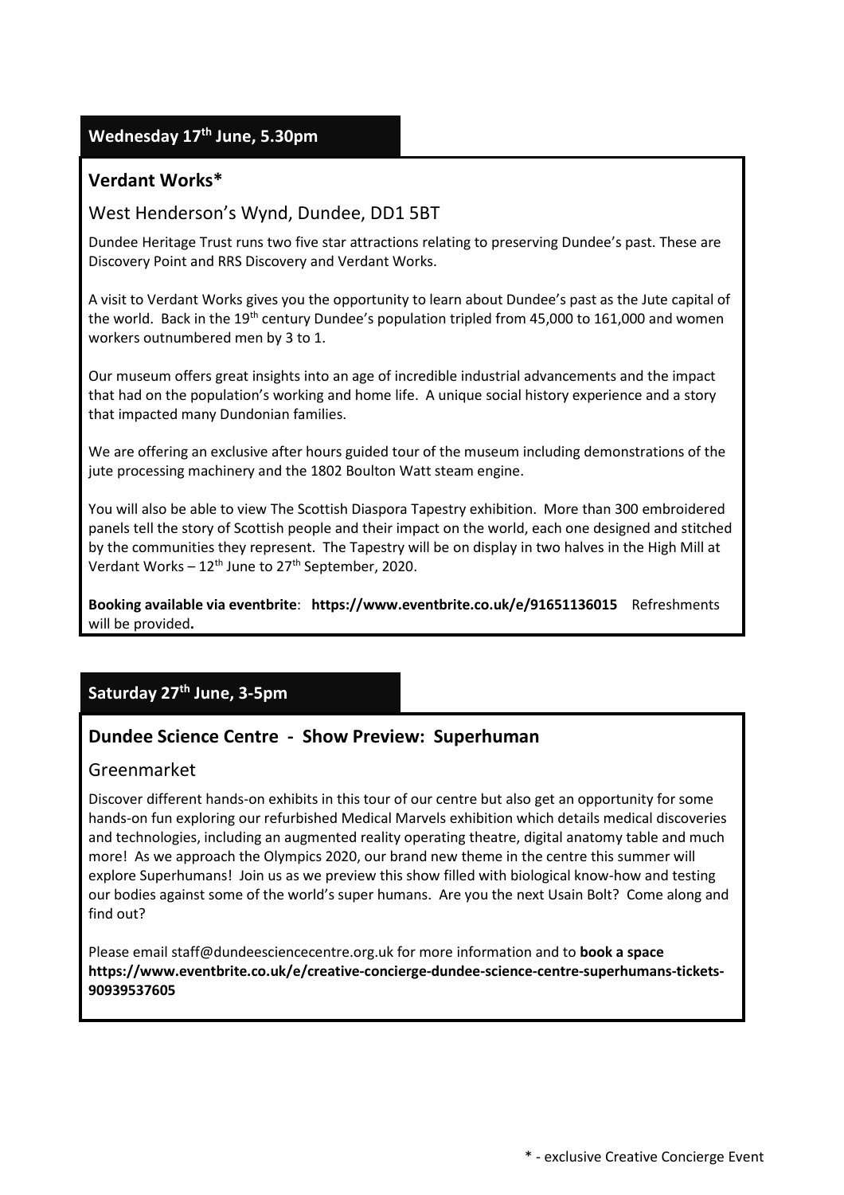## Wednesday 17th June, 5.30pm

### Verdant Works*

West Henderson's Wynd, Dundee, DD1 5BT

Dundee Heritage Trust runs two five star attractions relating to preserving Dundee's past. These are Discovery Point and RRS Discovery and Verdant Works.

A visit to Verdant Works gives you the opportunity to learn about Dundee's past as the Jute capital of the world. Back in the 19th century Dundee's population tripled from 45,000 to 161,000 and women workers outnumbered men by 3 to 1.

Our museum offers great insights into an age of incredible industrial advancements and the impact that had on the population's working and home life. A unique social history experience and a story that impacted many Dundonian families.

We are offering an exclusive after hours guided tour of the museum including demonstrations of the jute processing machinery and the 1802 Boulton Watt steam engine.

You will also be able to view The Scottish Diaspora Tapestry exhibition. More than 300 embroidered panels tell the story of Scottish people and their impact on the world, each one designed and stitched by the communities they represent. The Tapestry will be on display in two halves in the High Mill at Verdant Works – 12th June to 27th September, 2020.

**Booking available via eventbrite**: **https://www.eventbrite.co.uk/e/91651136015** Refreshments will be provided**.**

## Saturday 27th June, 3-5pm

### Dundee Science Centre - Show Preview: Superhuman

Greenmarket

Discover different hands-on exhibits in this tour of our centre but also get an opportunity for some hands-on fun exploring our refurbished Medical Marvels exhibition which details medical discoveries and technologies, including an augmented reality operating theatre, digital anatomy table and much more! As we approach the Olympics 2020, our brand new theme in the centre this summer will explore Superhumans! Join us as we preview this show filled with biological know-how and testing our bodies against some of the world's super humans. Are you the next Usain Bolt? Come along and find out?

Please email staff@dundeesciencecentre.org.uk for more information and to **book a space** **https://www.eventbrite.co.uk/e/creative-concierge-dundee-science-centre-superhumans-tickets-90939537605**

\* - exclusive Creative Concierge Event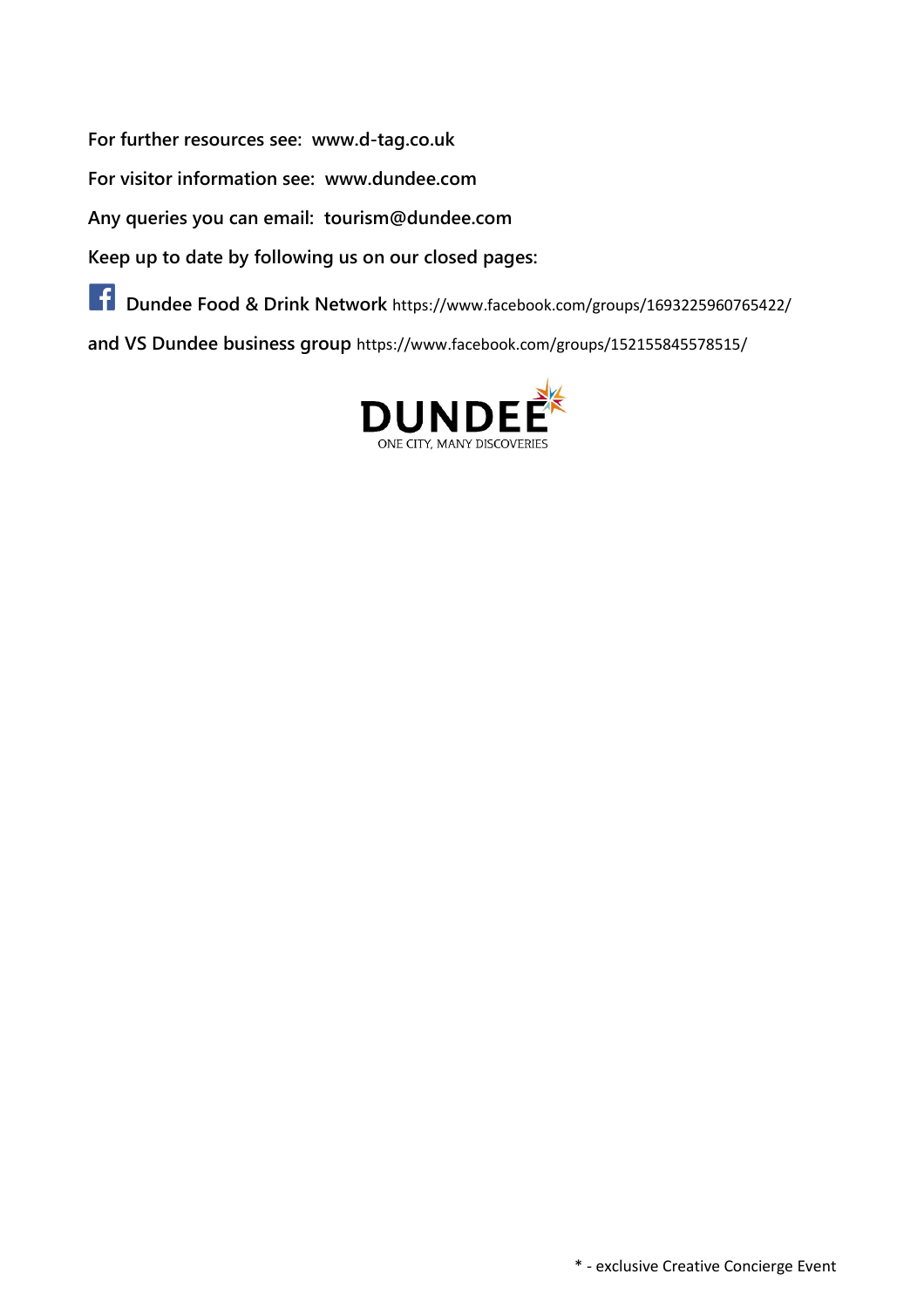**For further resources see: www.d-tag.co.uk**

**For visitor information see: www.dundee.com**

**Any queries you can email: tourism@dundee.com**

**Keep up to date by following us on our closed pages:**

**Dundee Food & Drink Network** https://www.facebook.com/groups/1693225960765422/

**and VS Dundee business group** https://www.facebook.com/groups/152155845578515/

DUNDEE
ONE CITY, MANY DISCOVERIES

\* - exclusive Creative Concierge Event